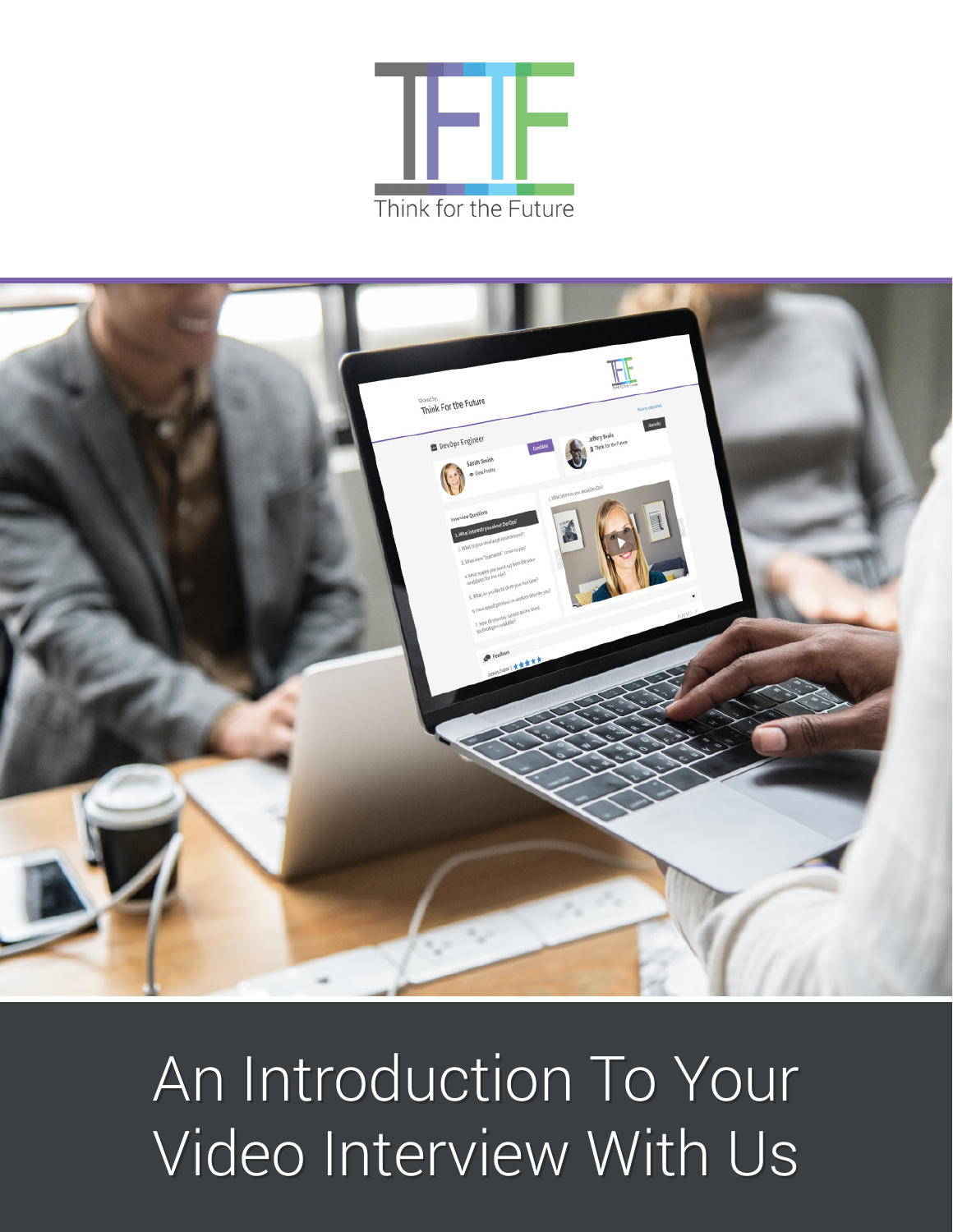Think for the Future

# An Introduction To Your Video Interview With Us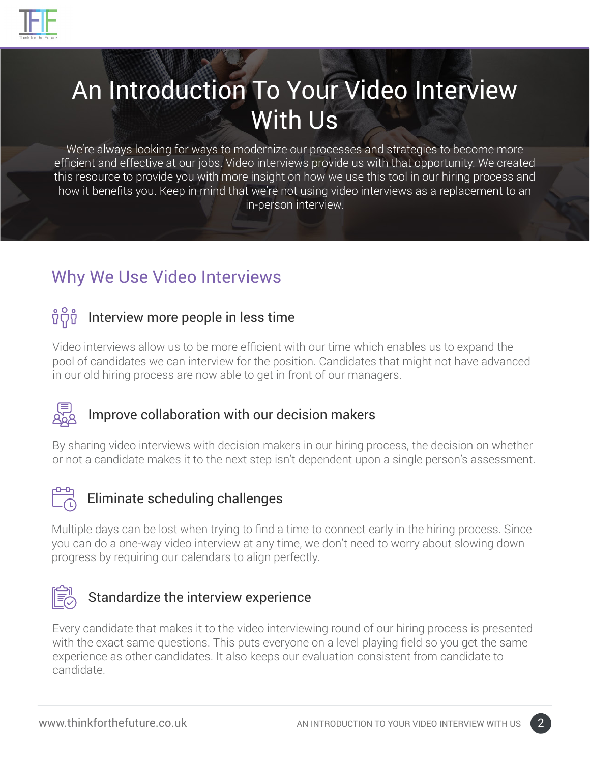# An Introduction To Your Video Interview With Us

We're always looking for ways to modernize our processes and strategies to become more efficient and effective at our jobs. Video interviews provide us with that opportunity. We created this resource to provide you with more insight on how we use this tool in our hiring process and how it benefits you. Keep in mind that we're not using video interviews as a replacement to an in-person interview.

## Why We Use Video Interviews

### Interview more people in less time

Video interviews allow us to be more efficient with our time which enables us to expand the pool of candidates we can interview for the position. Candidates that might not have advanced in our old hiring process are now able to get in front of our managers.

### Improve collaboration with our decision makers

By sharing video interviews with decision makers in our hiring process, the decision on whether or not a candidate makes it to the next step isn't dependent upon a single person's assessment.

### Eliminate scheduling challenges

Multiple days can be lost when trying to find a time to connect early in the hiring process. Since you can do a one-way video interview at any time, we don't need to worry about slowing down progress by requiring our calendars to align perfectly.

### Standardize the interview experience

Every candidate that makes it to the video interviewing round of our hiring process is presented with the exact same questions. This puts everyone on a level playing field so you get the same experience as other candidates. It also keeps our evaluation consistent from candidate to candidate.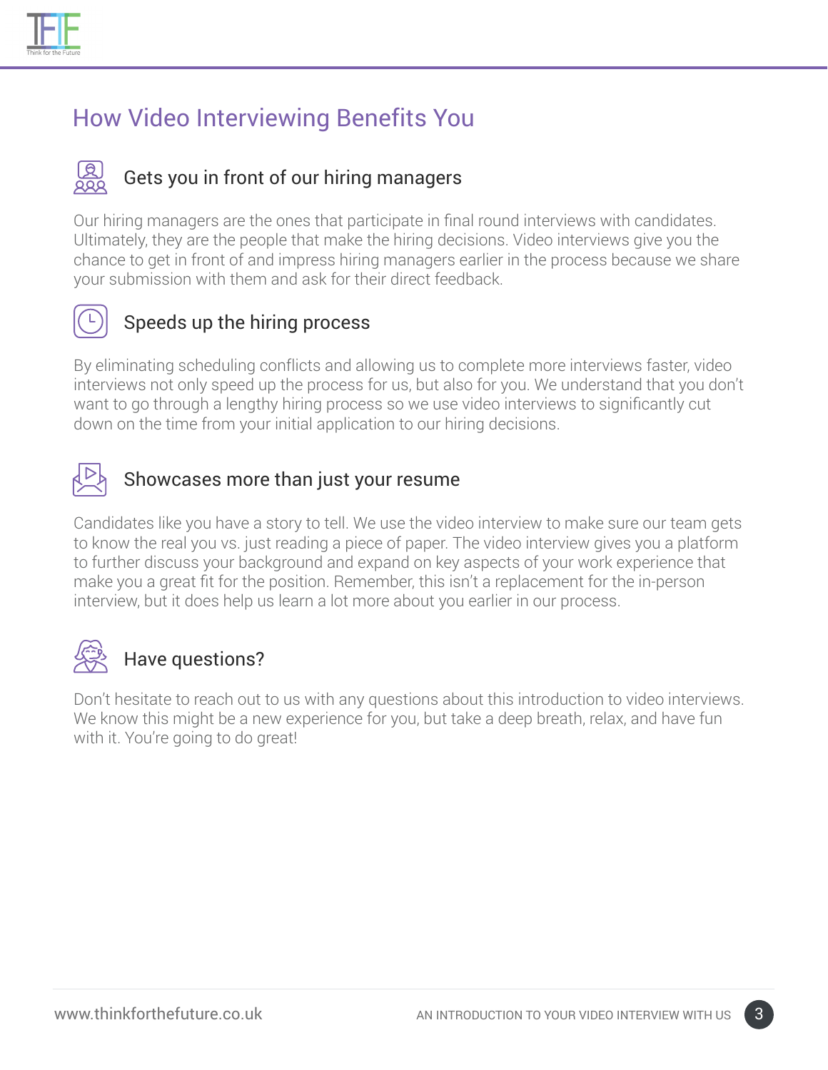## How Video Interviewing Benefits You

### Gets you in front of our hiring managers

Our hiring managers are the ones that participate in final round interviews with candidates. Ultimately, they are the people that make the hiring decisions. Video interviews give you the chance to get in front of and impress hiring managers earlier in the process because we share your submission with them and ask for their direct feedback.

### Speeds up the hiring process

By eliminating scheduling conflicts and allowing us to complete more interviews faster, video interviews not only speed up the process for us, but also for you. We understand that you don't want to go through a lengthy hiring process so we use video interviews to significantly cut down on the time from your initial application to our hiring decisions.

### Showcases more than just your resume

Candidates like you have a story to tell. We use the video interview to make sure our team gets to know the real you vs. just reading a piece of paper. The video interview gives you a platform to further discuss your background and expand on key aspects of your work experience that make you a great fit for the position. Remember, this isn't a replacement for the in-person interview, but it does help us learn a lot more about you earlier in our process.

### Have questions?

Don't hesitate to reach out to us with any questions about this introduction to video interviews. We know this might be a new experience for you, but take a deep breath, relax, and have fun with it. You're going to do great!